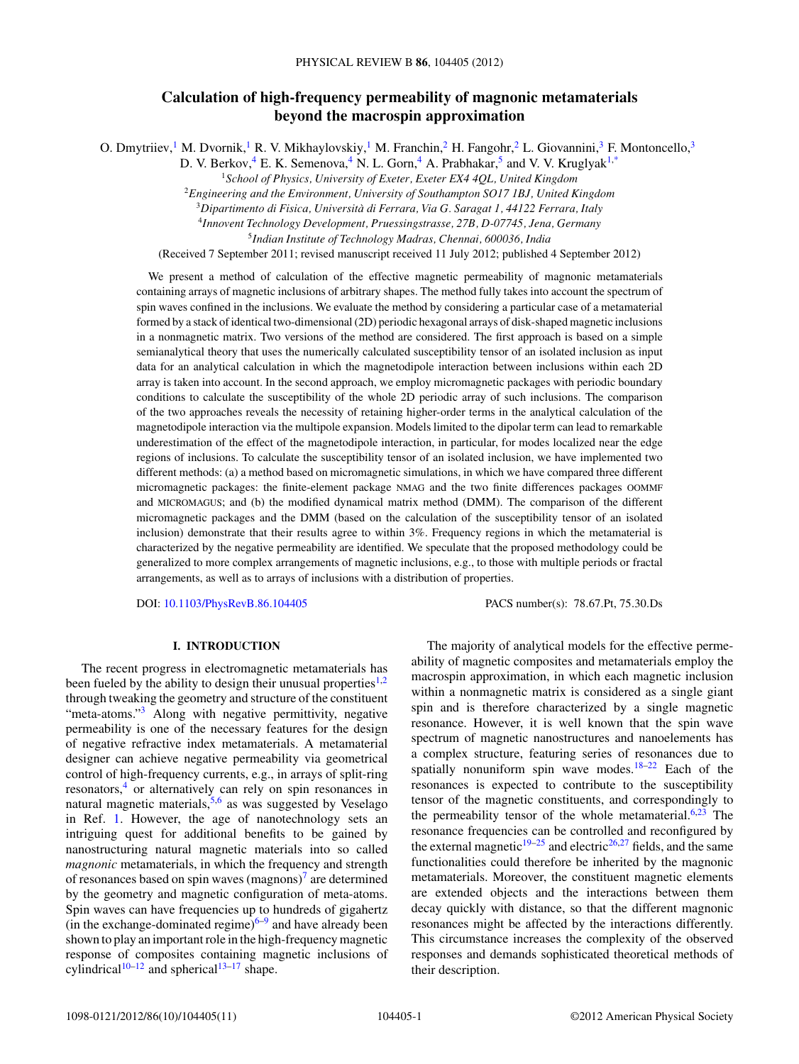# Calculation of high-frequency permeability of magnonic metamaterials beyond the macrospin approximation

O. Dmytriiev,[1] M. Dvornik,[1] R. V. Mikhaylovskiy,[1] M. Franchin,[2] H. Fangohr,[2] L. Giovannini,[3] F. Montoncello,[3] D. V. Berkov,[4] E. K. Semenova,[4] N. L. Gorn,[4] A. Prabhakar,[5] and V. V. Kruglyak[1,*]

[1] *School of Physics, University of Exeter, Exeter EX4 4QL, United Kingdom*
[2] *Engineering and the Environment, University of Southampton SO17 1BJ, United Kingdom*
[3] *Dipartimento di Fisica, Università di Ferrara, Via G. Saragat 1, 44122 Ferrara, Italy*
[4] *Innovent Technology Development, Pruessingstrasse, 27B, D-07745, Jena, Germany*
[5] *Indian Institute of Technology Madras, Chennai, 600036, India*

(Received 7 September 2011; revised manuscript received 11 July 2012; published 4 September 2012)

We present a method of calculation of the effective magnetic permeability of magnonic metamaterials containing arrays of magnetic inclusions of arbitrary shapes. The method fully takes into account the spectrum of spin waves confined in the inclusions. We evaluate the method by considering a particular case of a metamaterial formed by a stack of identical two-dimensional (2D) periodic hexagonal arrays of disk-shaped magnetic inclusions in a nonmagnetic matrix. Two versions of the method are considered. The first approach is based on a simple semianalytical theory that uses the numerically calculated susceptibility tensor of an isolated inclusion as input data for an analytical calculation in which the magnetodipole interaction between inclusions within each 2D array is taken into account. In the second approach, we employ micromagnetic packages with periodic boundary conditions to calculate the susceptibility of the whole 2D periodic array of such inclusions. The comparison of the two approaches reveals the necessity of retaining higher-order terms in the analytical calculation of the magnetodipole interaction via the multipole expansion. Models limited to the dipolar term can lead to remarkable underestimation of the effect of the magnetodipole interaction, in particular, for modes localized near the edge regions of inclusions. To calculate the susceptibility tensor of an isolated inclusion, we have implemented two different methods: (a) a method based on micromagnetic simulations, in which we have compared three different micromagnetic packages: the finite-element package NMAG and the two finite differences packages OOMMF and MICROMAGUS; and (b) the modified dynamical matrix method (DMM). The comparison of the different micromagnetic packages and the DMM (based on the calculation of the susceptibility tensor of an isolated inclusion) demonstrate that their results agree to within 3%. Frequency regions in which the metamaterial is characterized by the negative permeability are identified. We speculate that the proposed methodology could be generalized to more complex arrangements of magnetic inclusions, e.g., to those with multiple periods or fractal arrangements, as well as to arrays of inclusions with a distribution of properties.

DOI: 10.1103/PhysRevB.86.104405     PACS number(s): 78.67.Pt, 75.30.Ds

## I. INTRODUCTION

The recent progress in electromagnetic metamaterials has been fueled by the ability to design their unusual properties[1,2] through tweaking the geometry and structure of the constituent "meta-atoms."[3] Along with negative permittivity, negative permeability is one of the necessary features for the design of negative refractive index metamaterials. A metamaterial designer can achieve negative permeability via geometrical control of high-frequency currents, e.g., in arrays of split-ring resonators,[4] or alternatively can rely on spin resonances in natural magnetic materials,[5,6] as was suggested by Veselago in Ref. 1. However, the age of nanotechnology sets an intriguing quest for additional benefits to be gained by nanostructuring natural magnetic materials into so called *magnonic* metamaterials, in which the frequency and strength of resonances based on spin waves (magnons)[7] are determined by the geometry and magnetic configuration of meta-atoms. Spin waves can have frequencies up to hundreds of gigahertz (in the exchange-dominated regime)[6–9] and have already been shown to play an important role in the high-frequency magnetic response of composites containing magnetic inclusions of cylindrical[10–12] and spherical[13–17] shape.

The majority of analytical models for the effective permeability of magnetic composites and metamaterials employ the macrospin approximation, in which each magnetic inclusion within a nonmagnetic matrix is considered as a single giant spin and is therefore characterized by a single magnetic resonance. However, it is well known that the spin wave spectrum of magnetic nanostructures and nanoelements has a complex structure, featuring series of resonances due to spatially nonuniform spin wave modes.[18–22] Each of the resonances is expected to contribute to the susceptibility tensor of the magnetic constituents, and correspondingly to the permeability tensor of the whole metamaterial.[6,23] The resonance frequencies can be controlled and reconfigured by the external magnetic[19–25] and electric[26,27] fields, and the same functionalities could therefore be inherited by the magnonic metamaterials. Moreover, the constituent magnetic elements are extended objects and the interactions between them decay quickly with distance, so that the different magnonic resonances might be affected by the interactions differently. This circumstance increases the complexity of the observed responses and demands sophisticated theoretical methods of their description.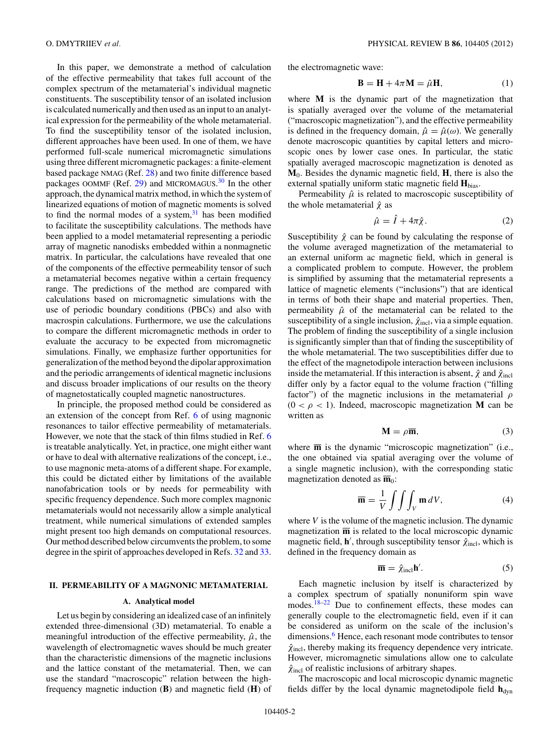In this paper, we demonstrate a method of calculation of the effective permeability that takes full account of the complex spectrum of the metamaterial's individual magnetic constituents. The susceptibility tensor of an isolated inclusion is calculated numerically and then used as an input to an analytical expression for the permeability of the whole metamaterial. To find the susceptibility tensor of the isolated inclusion, different approaches have been used. In one of them, we have performed full-scale numerical micromagnetic simulations using three different micromagnetic packages: a finite-element based package NMAG (Ref. [28]) and two finite difference based packages OOMMF (Ref. [29]) and MICROMAGUS.[30] In the other approach, the dynamical matrix method, in which the system of linearized equations of motion of magnetic moments is solved to find the normal modes of a system,[31] has been modified to facilitate the susceptibility calculations. The methods have been applied to a model metamaterial representing a periodic array of magnetic nanodisks embedded within a nonmagnetic matrix. In particular, the calculations have revealed that one of the components of the effective permeability tensor of such a metamaterial becomes negative within a certain frequency range. The predictions of the method are compared with calculations based on micromagnetic simulations with the use of periodic boundary conditions (PBCs) and also with macrospin calculations. Furthermore, we use the calculations to compare the different micromagnetic methods in order to evaluate the accuracy to be expected from micromagnetic simulations. Finally, we emphasize further opportunities for generalization of the method beyond the dipolar approximation and the periodic arrangements of identical magnetic inclusions and discuss broader implications of our results on the theory of magnetostatically coupled magnetic nanostructures.

In principle, the proposed method could be considered as an extension of the concept from Ref. [6] of using magnonic resonances to tailor effective permeability of metamaterials. However, we note that the stack of thin films studied in Ref. [6] is treatable analytically. Yet, in practice, one might either want or have to deal with alternative realizations of the concept, i.e., to use magnonic meta-atoms of a different shape. For example, this could be dictated either by limitations of the available nanofabrication tools or by needs for permeability with specific frequency dependence. Such more complex magnonic metamaterials would not necessarily allow a simple analytical treatment, while numerical simulations of extended samples might present too high demands on computational resources. Our method described below circumvents the problem, to some degree in the spirit of approaches developed in Refs. [32] and [33].

## II. PERMEABILITY OF A MAGNONIC METAMATERIAL

### A. Analytical model

Let us begin by considering an idealized case of an infinitely extended three-dimensional (3D) metamaterial. To enable a meaningful introduction of the effective permeability, $\hat{\mu}$, the wavelength of electromagnetic waves should be much greater than the characteristic dimensions of the magnetic inclusions and the lattice constant of the metamaterial. Then, we can use the standard "macroscopic" relation between the high-frequency magnetic induction ($\mathbf{B}$) and magnetic field ($\mathbf{H}$) of the electromagnetic wave:

$$\mathbf{B} = \mathbf{H} + 4\pi\mathbf{M} = \hat{\mu}\mathbf{H}, \tag{1}$$

where $\mathbf{M}$ is the dynamic part of the magnetization that is spatially averaged over the volume of the metamaterial ("macroscopic magnetization"), and the effective permeability is defined in the frequency domain, $\hat{\mu} = \hat{\mu}(\omega)$. We generally denote macroscopic quantities by capital letters and microscopic ones by lower case ones. In particular, the static spatially averaged macroscopic magnetization is denoted as $\mathbf{M}_0$. Besides the dynamic magnetic field, $\mathbf{H}$, there is also the external spatially uniform static magnetic field $\mathbf{H}_{\text{bias}}$.

Permeability $\hat{\mu}$ is related to macroscopic susceptibility of the whole metamaterial $\hat{\chi}$ as

$$\hat{\mu} = \hat{I} + 4\pi\hat{\chi}. \tag{2}$$

Susceptibility $\hat{\chi}$ can be found by calculating the response of the volume averaged magnetization of the metamaterial to an external uniform ac magnetic field, which in general is a complicated problem to compute. However, the problem is simplified by assuming that the metamaterial represents a lattice of magnetic elements ("inclusions") that are identical in terms of both their shape and material properties. Then, permeability $\hat{\mu}$ of the metamaterial can be related to the susceptibility of a single inclusion, $\hat{\chi}_{\text{incl}}$, via a simple equation. The problem of finding the susceptibility of a single inclusion is significantly simpler than that of finding the susceptibility of the whole metamaterial. The two susceptibilities differ due to the effect of the magnetodipole interaction between inclusions inside the metamaterial. If this interaction is absent, $\hat{\chi}$ and $\hat{\chi}_{\text{incl}}$ differ only by a factor equal to the volume fraction ("filling factor") of the magnetic inclusions in the metamaterial $\rho$ $(0 < \rho < 1)$. Indeed, macroscopic magnetization $\mathbf{M}$ can be written as

$$\mathbf{M} = \rho\overline{\mathbf{m}}, \tag{3}$$

where $\overline{\mathbf{m}}$ is the dynamic "microscopic magnetization" (i.e., the one obtained via spatial averaging over the volume of a single magnetic inclusion), with the corresponding static magnetization denoted as $\overline{\mathbf{m}}_0$:

$$\overline{\mathbf{m}} = \frac{1}{V}\iiint_V \mathbf{m}\, dV, \tag{4}$$

where $V$ is the volume of the magnetic inclusion. The dynamic magnetization $\overline{\mathbf{m}}$ is related to the local microscopic dynamic magnetic field, $\mathbf{h}'$, through susceptibility tensor $\hat{\chi}_{\text{incl}}$, which is defined in the frequency domain as

$$\overline{\mathbf{m}} = \hat{\chi}_{\text{incl}}\mathbf{h}'. \tag{5}$$

Each magnetic inclusion by itself is characterized by a complex spectrum of spatially nonuniform spin wave modes.[18–22] Due to confinement effects, these modes can generally couple to the electromagnetic field, even if it can be considered as uniform on the scale of the inclusion's dimensions.[6] Hence, each resonant mode contributes to tensor $\hat{\chi}_{\text{incl}}$, thereby making its frequency dependence very intricate. However, micromagnetic simulations allow one to calculate $\hat{\chi}_{\text{incl}}$ of realistic inclusions of arbitrary shapes.

The macroscopic and local microscopic dynamic magnetic fields differ by the local dynamic magnetodipole field $\mathbf{h}_{\text{dyn}}$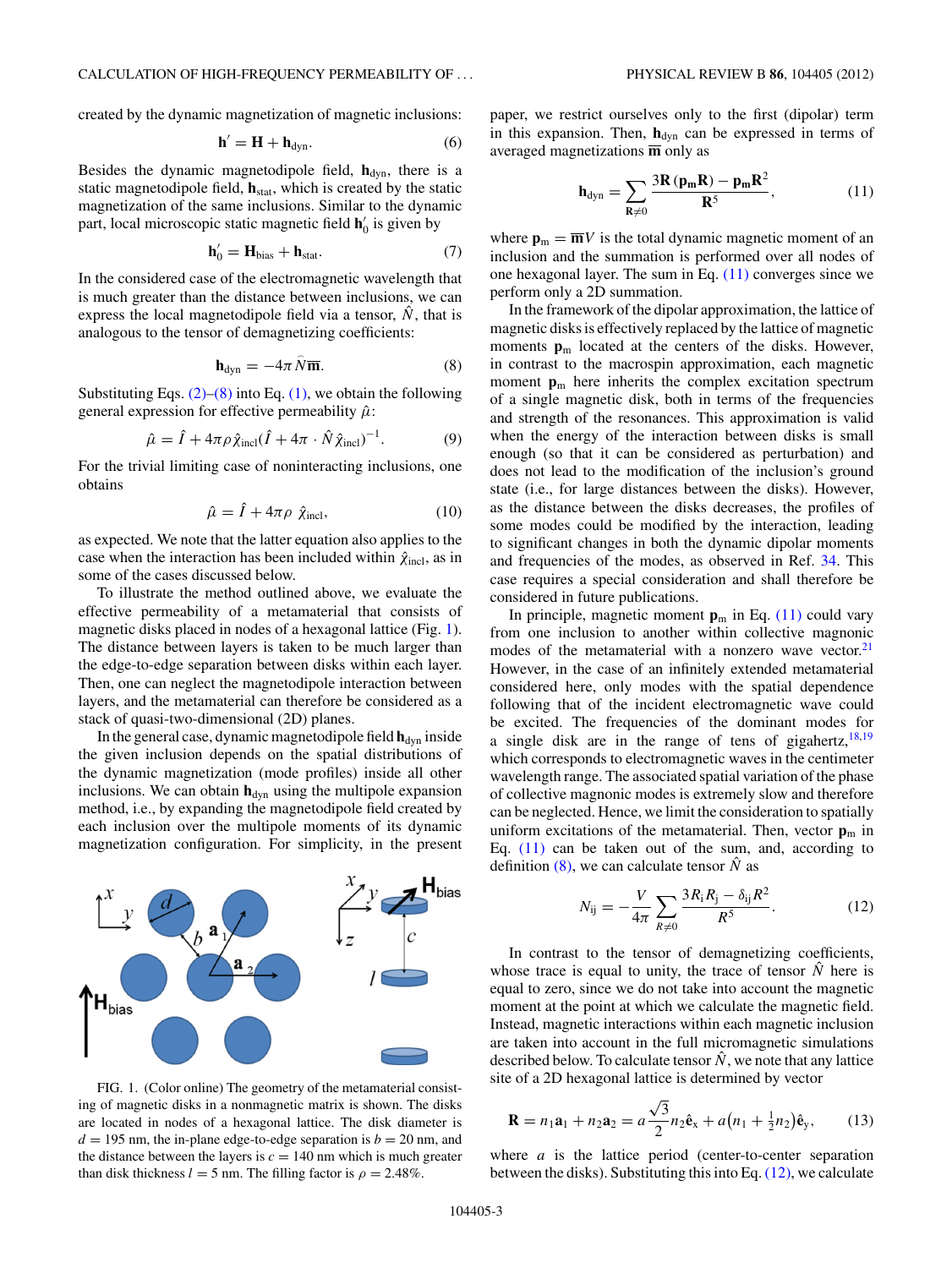created by the dynamic magnetization of magnetic inclusions:

$$\mathbf{h}' = \mathbf{H} + \mathbf{h}_{\text{dyn}}. \tag{6}$$

Besides the dynamic magnetodipole field, $\mathbf{h}_{\text{dyn}}$, there is a static magnetodipole field, $\mathbf{h}_{\text{stat}}$, which is created by the static magnetization of the same inclusions. Similar to the dynamic part, local microscopic static magnetic field $\mathbf{h}_0'$ is given by

$$\mathbf{h}_0' = \mathbf{H}_{\text{bias}} + \mathbf{h}_{\text{stat}}. \tag{7}$$

In the considered case of the electromagnetic wavelength that is much greater than the distance between inclusions, we can express the local magnetodipole field via a tensor, $\hat{N}$, that is analogous to the tensor of demagnetizing coefficients:

$$\mathbf{h}_{\text{dyn}} = -4\pi \hat{N}\overline{\mathbf{m}}. \tag{8}$$

Substituting Eqs. (2)–(8) into Eq. (1), we obtain the following general expression for effective permeability $\hat{\mu}$:

$$\hat{\mu} = \hat{I} + 4\pi\rho\hat{\chi}_{\text{incl}}(\hat{I} + 4\pi \cdot \hat{N}\hat{\chi}_{\text{incl}})^{-1}. \tag{9}$$

For the trivial limiting case of noninteracting inclusions, one obtains

$$\hat{\mu} = \hat{I} + 4\pi\rho\ \hat{\chi}_{\text{incl}}, \tag{10}$$

as expected. We note that the latter equation also applies to the case when the interaction has been included within $\hat{\chi}_{\text{incl}}$, as in some of the cases discussed below.

To illustrate the method outlined above, we evaluate the effective permeability of a metamaterial that consists of magnetic disks placed in nodes of a hexagonal lattice (Fig. 1). The distance between layers is taken to be much larger than the edge-to-edge separation between disks within each layer. Then, one can neglect the magnetodipole interaction between layers, and the metamaterial can therefore be considered as a stack of quasi-two-dimensional (2D) planes.

In the general case, dynamic magnetodipole field $\mathbf{h}_{\text{dyn}}$ inside the given inclusion depends on the spatial distributions of the dynamic magnetization (mode profiles) inside all other inclusions. We can obtain $\mathbf{h}_{\text{dyn}}$ using the multipole expansion method, i.e., by expanding the magnetodipole field created by each inclusion over the multipole moments of its dynamic magnetization configuration. For simplicity, in the present paper, we restrict ourselves only to the first (dipolar) term in this expansion. Then, $\mathbf{h}_{\text{dyn}}$ can be expressed in terms of averaged magnetizations $\overline{\mathbf{m}}$ only as

$$\mathbf{h}_{\text{dyn}} = \sum_{\mathbf{R}\neq 0} \frac{3\mathbf{R}\,(\mathbf{p}_{\text{m}}\mathbf{R}) - \mathbf{p}_{\text{m}}\mathbf{R}^2}{\mathbf{R}^5}, \tag{11}$$

where $\mathbf{p}_{\text{m}} = \overline{\mathbf{m}}V$ is the total dynamic magnetic moment of an inclusion and the summation is performed over all nodes of one hexagonal layer. The sum in Eq. (11) converges since we perform only a 2D summation.

In the framework of the dipolar approximation, the lattice of magnetic disks is effectively replaced by the lattice of magnetic moments $\mathbf{p}_{\text{m}}$ located at the centers of the disks. However, in contrast to the macrospin approximation, each magnetic moment $\mathbf{p}_{\text{m}}$ here inherits the complex excitation spectrum of a single magnetic disk, both in terms of the frequencies and strength of the resonances. This approximation is valid when the energy of the interaction between disks is small enough (so that it can be considered as perturbation) and does not lead to the modification of the inclusion's ground state (i.e., for large distances between the disks). However, as the distance between the disks decreases, the profiles of some modes could be modified by the interaction, leading to significant changes in both the dynamic dipolar moments and frequencies of the modes, as observed in Ref. 34. This case requires a special consideration and shall therefore be considered in future publications.

In principle, magnetic moment $\mathbf{p}_{\text{m}}$ in Eq. (11) could vary from one inclusion to another within collective magnonic modes of the metamaterial with a nonzero wave vector.[21] However, in the case of an infinitely extended metamaterial considered here, only modes with the spatial dependence following that of the incident electromagnetic wave could be excited. The frequencies of the dominant modes for a single disk are in the range of tens of gigahertz,[18,19] which corresponds to electromagnetic waves in the centimeter wavelength range. The associated spatial variation of the phase of collective magnonic modes is extremely slow and therefore can be neglected. Hence, we limit the consideration to spatially uniform excitations of the metamaterial. Then, vector $\mathbf{p}_{\text{m}}$ in Eq. (11) can be taken out of the sum, and, according to definition (8), we can calculate tensor $\hat{N}$ as

$$N_{\text{ij}} = -\frac{V}{4\pi}\sum_{R\neq 0}\frac{3R_{\text{i}}R_{\text{j}} - \delta_{\text{ij}}R^2}{R^5}. \tag{12}$$

In contrast to the tensor of demagnetizing coefficients, whose trace is equal to unity, the trace of tensor $\hat{N}$ here is equal to zero, since we do not take into account the magnetic moment at the point at which we calculate the magnetic field. Instead, magnetic interactions within each magnetic inclusion are taken into account in the full micromagnetic simulations described below. To calculate tensor $\hat{N}$, we note that any lattice site of a 2D hexagonal lattice is determined by vector

$$\mathbf{R} = n_1\mathbf{a}_1 + n_2\mathbf{a}_2 = a\frac{\sqrt{3}}{2}n_2\hat{\mathbf{e}}_{\text{x}} + a\left(n_1 + \tfrac{1}{2}n_2\right)\hat{\mathbf{e}}_{\text{y}}, \tag{13}$$

where $a$ is the lattice period (center-to-center separation between the disks). Substituting this into Eq. (12), we calculate

FIG. 1. (Color online) The geometry of the metamaterial consisting of magnetic disks in a nonmagnetic matrix is shown. The disks are located in nodes of a hexagonal lattice. The disk diameter is $d = 195$ nm, the in-plane edge-to-edge separation is $b = 20$ nm, and the distance between the layers is $c = 140$ nm which is much greater than disk thickness $l = 5$ nm. The filling factor is $\rho = 2.48\%$.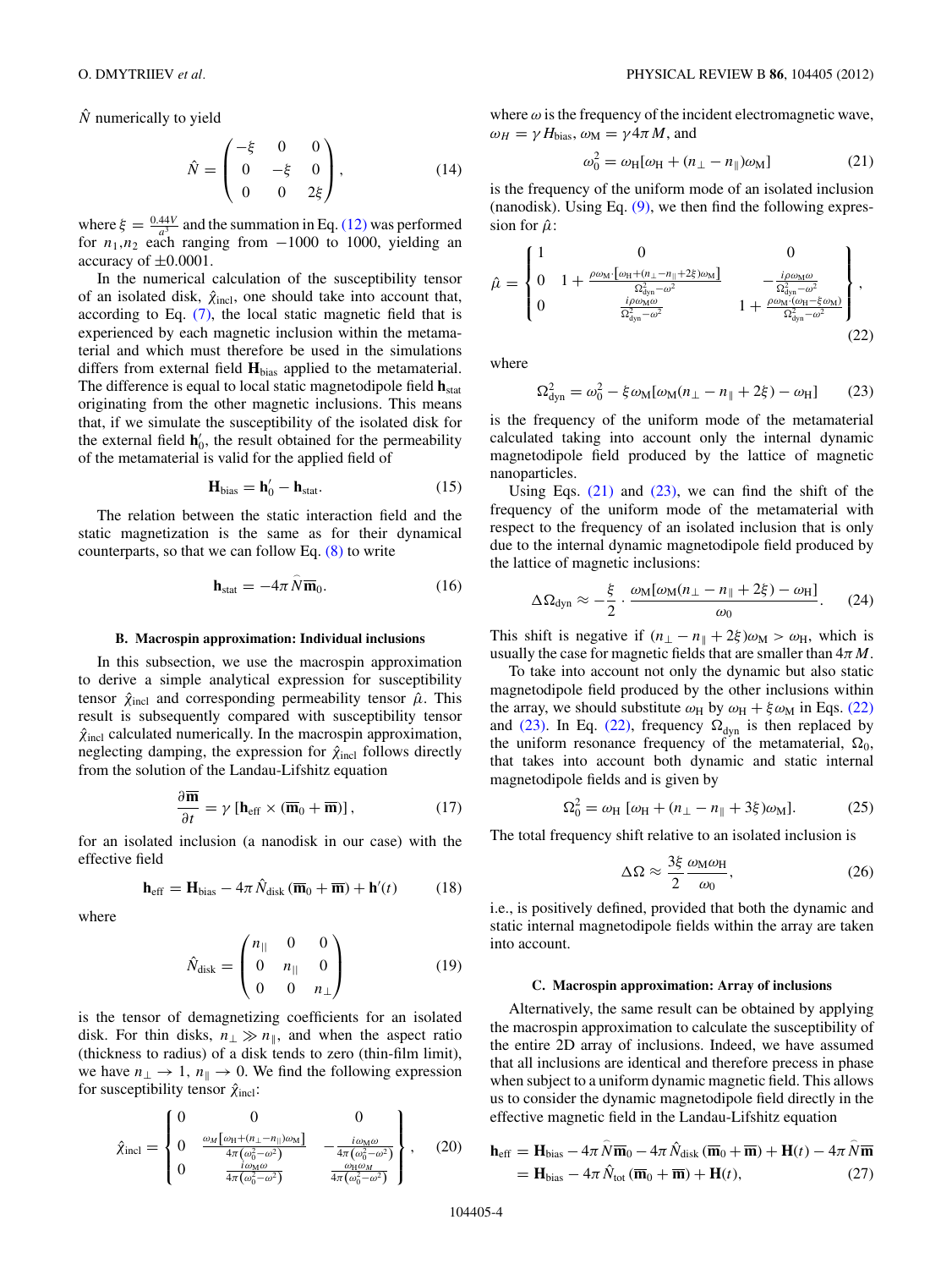$\hat{N}$ numerically to yield

$$\hat{N} = \begin{pmatrix} -\xi & 0 & 0 \\ 0 & -\xi & 0 \\ 0 & 0 & 2\xi \end{pmatrix}, \tag{14}$$

where $\xi = \frac{0.44V}{a^3}$ and the summation in Eq. (12) was performed for $n_1,n_2$ each ranging from $-1000$ to 1000, yielding an accuracy of $\pm 0.0001$.

In the numerical calculation of the susceptibility tensor of an isolated disk, $\hat{\chi}_{\rm incl}$, one should take into account that, according to Eq. (7), the local static magnetic field that is experienced by each magnetic inclusion within the metamaterial and which must therefore be used in the simulations differs from external field $\mathbf{H}_{\rm bias}$ applied to the metamaterial. The difference is equal to local static magnetodipole field $\mathbf{h}_{\rm stat}$ originating from the other magnetic inclusions. This means that, if we simulate the susceptibility of the isolated disk for the external field $\mathbf{h}'_0$, the result obtained for the permeability of the metamaterial is valid for the applied field of

$$\mathbf{H}_{\rm bias} = \mathbf{h}'_0 - \mathbf{h}_{\rm stat}. \tag{15}$$

The relation between the static interaction field and the static magnetization is the same as for their dynamical counterparts, so that we can follow Eq. (8) to write

$$\mathbf{h}_{\rm stat} = -4\pi \hat{N} \overline{\mathbf{m}}_0. \tag{16}$$

### B. Macrospin approximation: Individual inclusions

In this subsection, we use the macrospin approximation to derive a simple analytical expression for susceptibility tensor $\hat{\chi}_{\rm incl}$ and corresponding permeability tensor $\hat{\mu}$. This result is subsequently compared with susceptibility tensor $\hat{\chi}_{\rm incl}$ calculated numerically. In the macrospin approximation, neglecting damping, the expression for $\hat{\chi}_{\rm incl}$ follows directly from the solution of the Landau-Lifshitz equation

$$\frac{\partial \overline{\mathbf{m}}}{\partial t} = \gamma \left[ \mathbf{h}_{\rm eff} \times (\overline{\mathbf{m}}_0 + \overline{\mathbf{m}}) \right], \tag{17}$$

for an isolated inclusion (a nanodisk in our case) with the effective field

$$\mathbf{h}_{\rm eff} = \mathbf{H}_{\rm bias} - 4\pi \hat{N}_{\rm disk} (\overline{\mathbf{m}}_0 + \overline{\mathbf{m}}) + \mathbf{h}'(t) \tag{18}$$

where

$$\hat{N}_{\rm disk} = \begin{pmatrix} n_{||} & 0 & 0 \\ 0 & n_{||} & 0 \\ 0 & 0 & n_{\perp} \end{pmatrix} \tag{19}$$

is the tensor of demagnetizing coefficients for an isolated disk. For thin disks, $n_\perp \gg n_\|$, and when the aspect ratio (thickness to radius) of a disk tends to zero (thin-film limit), we have $n_\perp \to 1$, $n_\| \to 0$. We find the following expression for susceptibility tensor $\hat{\chi}_{\rm incl}$:

$$\hat{\chi}_{\rm incl} = \begin{Bmatrix} 0 & 0 & 0 \\ 0 & \frac{\omega_M[\omega_{\rm H} + (n_\perp - n_{||})\omega_{\rm M}]}{4\pi(\omega_0^2 - \omega^2)} & -\frac{i\omega_{\rm M}\omega}{4\pi(\omega_0^2-\omega^2)} \\ 0 & \frac{i\omega_{\rm M}\omega}{4\pi(\omega_0^2-\omega^2)} & \frac{\omega_{\rm H}\omega_M}{4\pi(\omega_0^2-\omega^2)} \end{Bmatrix}, \tag{20}$$

where $\omega$ is the frequency of the incident electromagnetic wave, $\omega_H = \gamma H_{\rm bias}$, $\omega_{\rm M} = \gamma 4\pi M$, and

$$\omega_0^2 = \omega_{\rm H}[\omega_{\rm H} + (n_\perp - n_\|)\omega_{\rm M}] \tag{21}$$

is the frequency of the uniform mode of an isolated inclusion (nanodisk). Using Eq. (9), we then find the following expression for $\hat{\mu}$:

$$\hat{\mu} = \begin{Bmatrix} 1 & 0 & 0 \\ 0 & 1 + \frac{\rho\omega_{\rm M}\cdot[\omega_{\rm H} + (n_\perp - n_\| + 2\xi)\omega_{\rm M}]}{\Omega_{\rm dyn}^2 - \omega^2} & -\frac{i\rho\omega_{\rm M}\omega}{\Omega_{\rm dyn}^2-\omega^2} \\ 0 & \frac{i\rho\omega_{\rm M}\omega}{\Omega_{\rm dyn}^2-\omega^2} & 1 + \frac{\rho\omega_{\rm M}\cdot(\omega_{\rm H} - \xi\omega_{\rm M})}{\Omega_{\rm dyn}^2-\omega^2} \end{Bmatrix}, \tag{22}$$

where

$$\Omega_{\rm dyn}^2 = \omega_0^2 - \xi\omega_{\rm M}[\omega_{\rm M}(n_\perp - n_\| + 2\xi) - \omega_{\rm H}] \tag{23}$$

is the frequency of the uniform mode of the metamaterial calculated taking into account only the internal dynamic magnetodipole field produced by the lattice of magnetic nanoparticles.

Using Eqs. (21) and (23), we can find the shift of the frequency of the uniform mode of the metamaterial with respect to the frequency of an isolated inclusion that is only due to the internal dynamic magnetodipole field produced by the lattice of magnetic inclusions:

$$\Delta\Omega_{\rm dyn} \approx -\frac{\xi}{2} \cdot \frac{\omega_{\rm M}[\omega_{\rm M}(n_\perp - n_\| + 2\xi) - \omega_{\rm H}]}{\omega_0}. \tag{24}$$

This shift is negative if $(n_\perp - n_\| + 2\xi)\omega_{\rm M} > \omega_{\rm H}$, which is usually the case for magnetic fields that are smaller than $4\pi M$.

To take into account not only the dynamic but also static magnetodipole field produced by the other inclusions within the array, we should substitute $\omega_{\rm H}$ by $\omega_{\rm H} + \xi\omega_{\rm M}$ in Eqs. (22) and (23). In Eq. (22), frequency $\Omega_{\rm dyn}$ is then replaced by the uniform resonance frequency of the metamaterial, $\Omega_0$, that takes into account both dynamic and static internal magnetodipole fields and is given by

$$\Omega_0^2 = \omega_{\rm H}\,[\omega_{\rm H} + (n_\perp - n_\| + 3\xi)\omega_{\rm M}]. \tag{25}$$

The total frequency shift relative to an isolated inclusion is

$$\Delta\Omega \approx \frac{3\xi}{2}\frac{\omega_{\rm M}\omega_{\rm H}}{\omega_0}, \tag{26}$$

i.e., is positively defined, provided that both the dynamic and static internal magnetodipole fields within the array are taken into account.

### C. Macrospin approximation: Array of inclusions

Alternatively, the same result can be obtained by applying the macrospin approximation to calculate the susceptibility of the entire 2D array of inclusions. Indeed, we have assumed that all inclusions are identical and therefore precess in phase when subject to a uniform dynamic magnetic field. This allows us to consider the dynamic magnetodipole field directly in the effective magnetic field in the Landau-Lifshitz equation

$$\begin{aligned}\mathbf{h}_{\rm eff} &= \mathbf{H}_{\rm bias} - 4\pi\hat{N}\overline{\mathbf{m}}_0 - 4\pi\hat{N}_{\rm disk}(\overline{\mathbf{m}}_0 + \overline{\mathbf{m}}) + \mathbf{H}(t) - 4\pi\hat{N}\overline{\mathbf{m}} \\ &= \mathbf{H}_{\rm bias} - 4\pi\hat{N}_{\rm tot}(\overline{\mathbf{m}}_0 + \overline{\mathbf{m}}) + \mathbf{H}(t),\end{aligned} \tag{27}$$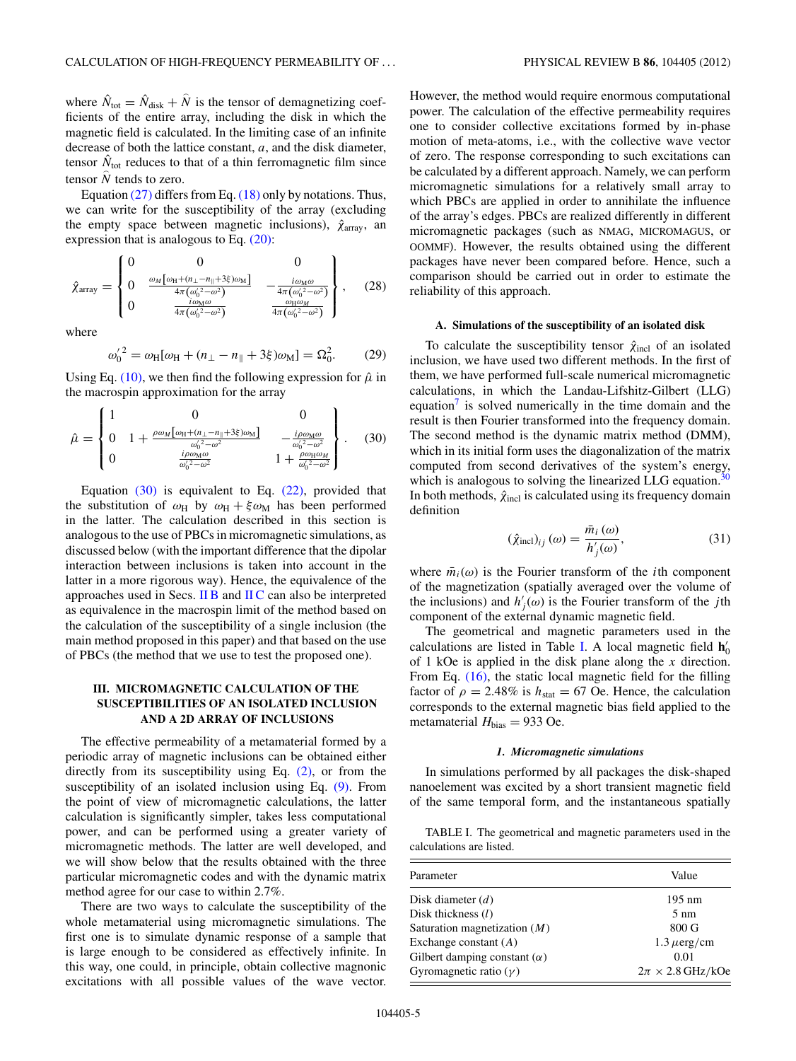where $\hat{N}_{\text{tot}} = \hat{N}_{\text{disk}} + \widehat{N}$ is the tensor of demagnetizing coefficients of the entire array, including the disk in which the magnetic field is calculated. In the limiting case of an infinite decrease of both the lattice constant, $a$, and the disk diameter, tensor $\hat{N}_{\text{tot}}$ reduces to that of a thin ferromagnetic film since tensor $\widehat{N}$ tends to zero.

Equation (27) differs from Eq. (18) only by notations. Thus, we can write for the susceptibility of the array (excluding the empty space between magnetic inclusions), $\hat{\chi}_{\text{array}}$, an expression that is analogous to Eq. (20):

$$\hat{\chi}_{\text{array}} = \begin{Bmatrix} 0 & 0 & 0 \\ 0 & \frac{\omega_M[\omega_H + (n_\perp - n_\parallel + 3\xi)\omega_M]}{4\pi(\omega_0'^2 - \omega^2)} & -\frac{i\omega_M\omega}{4\pi(\omega_0'^2 - \omega^2)} \\ 0 & \frac{i\omega_M\omega}{4\pi(\omega_0'^2 - \omega^2)} & \frac{\omega_H\omega_M}{4\pi(\omega_0'^2 - \omega^2)} \end{Bmatrix}, \tag{28}$$

where

$$\omega_0'^2 = \omega_H[\omega_H + (n_\perp - n_\parallel + 3\xi)\omega_M] = \Omega_0^2. \tag{29}$$

Using Eq. (10), we then find the following expression for $\hat{\mu}$ in the macrospin approximation for the array

$$\hat{\mu} = \begin{Bmatrix} 1 & 0 & 0 \\ 0 & 1 + \frac{\rho\omega_M[\omega_H + (n_\perp - n_\parallel + 3\xi)\omega_M]}{\omega_0'^2 - \omega^2} & -\frac{i\rho\omega_M\omega}{\omega_0'^2 - \omega^2} \\ 0 & \frac{i\rho\omega_M\omega}{\omega_0'^2 - \omega^2} & 1 + \frac{\rho\omega_H\omega_M}{\omega_0'^2 - \omega^2} \end{Bmatrix}. \tag{30}$$

Equation (30) is equivalent to Eq. (22), provided that the substitution of $\omega_H$ by $\omega_H + \xi\omega_M$ has been performed in the latter. The calculation described in this section is analogous to the use of PBCs in micromagnetic simulations, as discussed below (with the important difference that the dipolar interaction between inclusions is taken into account in the latter in a more rigorous way). Hence, the equivalence of the approaches used in Secs. II B and II C can also be interpreted as equivalence in the macrospin limit of the method based on the calculation of the susceptibility of a single inclusion (the main method proposed in this paper) and that based on the use of PBCs (the method that we use to test the proposed one).

## III. MICROMAGNETIC CALCULATION OF THE SUSCEPTIBILITIES OF AN ISOLATED INCLUSION AND A 2D ARRAY OF INCLUSIONS

The effective permeability of a metamaterial formed by a periodic array of magnetic inclusions can be obtained either directly from its susceptibility using Eq. (2), or from the susceptibility of an isolated inclusion using Eq. (9). From the point of view of micromagnetic calculations, the latter calculation is significantly simpler, takes less computational power, and can be performed using a greater variety of micromagnetic methods. The latter are well developed, and we will show below that the results obtained with the three particular micromagnetic codes and with the dynamic matrix method agree for our case to within 2.7%.

There are two ways to calculate the susceptibility of the whole metamaterial using micromagnetic simulations. The first one is to simulate dynamic response of a sample that is large enough to be considered as effectively infinite. In this way, one could, in principle, obtain collective magnonic excitations with all possible values of the wave vector. However, the method would require enormous computational power. The calculation of the effective permeability requires one to consider collective excitations formed by in-phase motion of meta-atoms, i.e., with the collective wave vector of zero. The response corresponding to such excitations can be calculated by a different approach. Namely, we can perform micromagnetic simulations for a relatively small array to which PBCs are applied in order to annihilate the influence of the array's edges. PBCs are realized differently in different micromagnetic packages (such as NMAG, MICROMAGUS, or OOMMF). However, the results obtained using the different packages have never been compared before. Hence, such a comparison should be carried out in order to estimate the reliability of this approach.

### A. Simulations of the susceptibility of an isolated disk

To calculate the susceptibility tensor $\hat{\chi}_{\text{incl}}$ of an isolated inclusion, we have used two different methods. In the first of them, we have performed full-scale numerical micromagnetic calculations, in which the Landau-Lifshitz-Gilbert (LLG) equation[7] is solved numerically in the time domain and the result is then Fourier transformed into the frequency domain. The second method is the dynamic matrix method (DMM), which in its initial form uses the diagonalization of the matrix computed from second derivatives of the system's energy, which is analogous to solving the linearized LLG equation.[30] In both methods, $\hat{\chi}_{\text{incl}}$ is calculated using its frequency domain definition

$$(\hat{\chi}_{\text{incl}})_{ij}(\omega) = \frac{\bar{m}_i(\omega)}{h_j'(\omega)}, \tag{31}$$

where $\bar{m}_i(\omega)$ is the Fourier transform of the $i$th component of the magnetization (spatially averaged over the volume of the inclusions) and $h_j'(\omega)$ is the Fourier transform of the $j$th component of the external dynamic magnetic field.

The geometrical and magnetic parameters used in the calculations are listed in Table I. A local magnetic field $\mathbf{h}_0'$ of 1 kOe is applied in the disk plane along the $x$ direction. From Eq. (16), the static local magnetic field for the filling factor of $\rho = 2.48\%$ is $h_{\text{stat}} = 67$ Oe. Hence, the calculation corresponds to the external magnetic bias field applied to the metamaterial $H_{\text{bias}} = 933$ Oe.

#### *1. Micromagnetic simulations*

In simulations performed by all packages the disk-shaped nanoelement was excited by a short transient magnetic field of the same temporal form, and the instantaneous spatially

TABLE I. The geometrical and magnetic parameters used in the calculations are listed.

| Parameter | Value |
|---|---|
| Disk diameter ($d$) | 195 nm |
| Disk thickness ($l$) | 5 nm |
| Saturation magnetization ($M$) | 800 G |
| Exchange constant ($A$) | 1.3 $\mu$erg/cm |
| Gilbert damping constant ($\alpha$) | 0.01 |
| Gyromagnetic ratio ($\gamma$) | $2\pi \times 2.8$ GHz/kOe |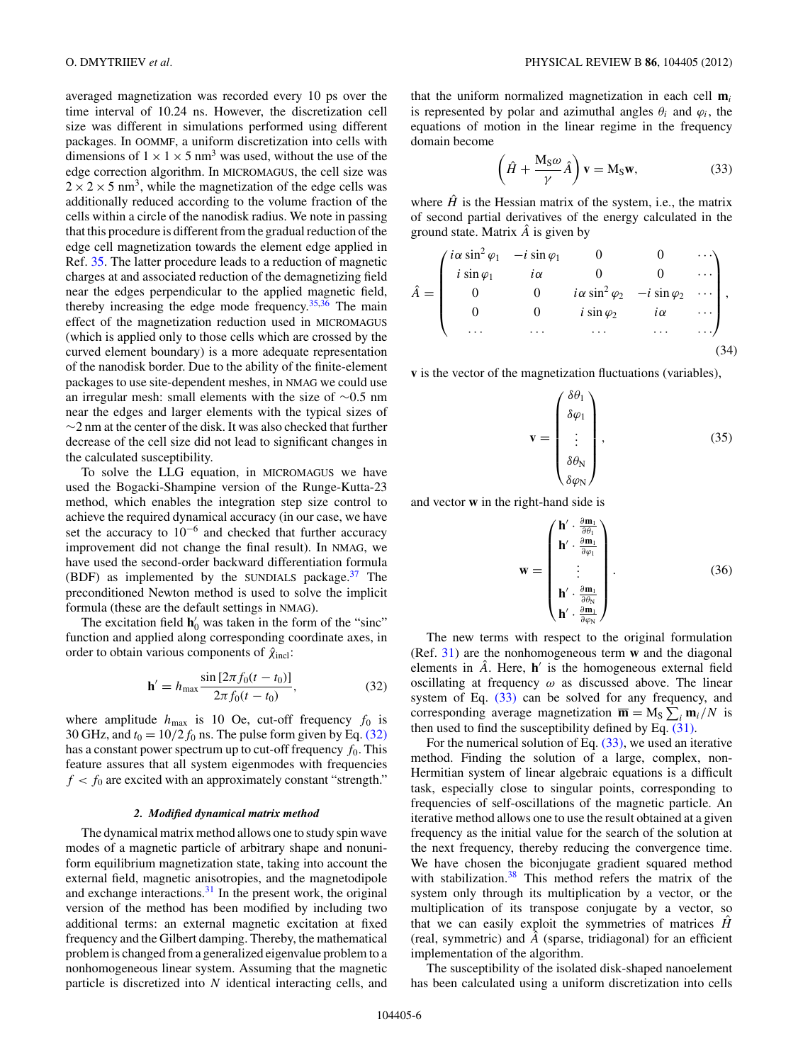averaged magnetization was recorded every 10 ps over the time interval of 10.24 ns. However, the discretization cell size was different in simulations performed using different packages. In OOMMF, a uniform discretization into cells with dimensions of $1 \times 1 \times 5$ nm$^3$ was used, without the use of the edge correction algorithm. In MICROMAGUS, the cell size was $2 \times 2 \times 5$ nm$^3$, while the magnetization of the edge cells was additionally reduced according to the volume fraction of the cells within a circle of the nanodisk radius. We note in passing that this procedure is different from the gradual reduction of the edge cell magnetization towards the element edge applied in Ref. 35. The latter procedure leads to a reduction of magnetic charges at and associated reduction of the demagnetizing field near the edges perpendicular to the applied magnetic field, thereby increasing the edge mode frequency.[35,36] The main effect of the magnetization reduction used in MICROMAGUS (which is applied only to those cells which are crossed by the curved element boundary) is a more adequate representation of the nanodisk border. Due to the ability of the finite-element packages to use site-dependent meshes, in NMAG we could use an irregular mesh: small elements with the size of ∼0.5 nm near the edges and larger elements with the typical sizes of ∼2 nm at the center of the disk. It was also checked that further decrease of the cell size did not lead to significant changes in the calculated susceptibility.

To solve the LLG equation, in MICROMAGUS we have used the Bogacki-Shampine version of the Runge-Kutta-23 method, which enables the integration step size control to achieve the required dynamical accuracy (in our case, we have set the accuracy to $10^{-6}$ and checked that further accuracy improvement did not change the final result). In NMAG, we have used the second-order backward differentiation formula (BDF) as implemented by the SUNDIALS package.[37] The preconditioned Newton method is used to solve the implicit formula (these are the default settings in NMAG).

The excitation field $\mathbf{h}'_0$ was taken in the form of the "sinc" function and applied along corresponding coordinate axes, in order to obtain various components of $\hat{\chi}_{\text{incl}}$:

$$\mathbf{h}' = h_{\max} \frac{\sin[2\pi f_0 (t - t_0)]}{2\pi f_0 (t - t_0)}, \tag{32}$$

where amplitude $h_{\max}$ is 10 Oe, cut-off frequency $f_0$ is 30 GHz, and $t_0 = 10/2 f_0$ ns. The pulse form given by Eq. (32) has a constant power spectrum up to cut-off frequency $f_0$. This feature assures that all system eigenmodes with frequencies $f < f_0$ are excited with an approximately constant "strength."

#### 2. Modified dynamical matrix method

The dynamical matrix method allows one to study spin wave modes of a magnetic particle of arbitrary shape and nonuniform equilibrium magnetization state, taking into account the external field, magnetic anisotropies, and the magnetodipole and exchange interactions.[31] In the present work, the original version of the method has been modified by including two additional terms: an external magnetic excitation at fixed frequency and the Gilbert damping. Thereby, the mathematical problem is changed from a generalized eigenvalue problem to a nonhomogeneous linear system. Assuming that the magnetic particle is discretized into $N$ identical interacting cells, and that the uniform normalized magnetization in each cell $\mathbf{m}_i$ is represented by polar and azimuthal angles $\theta_i$ and $\varphi_i$, the equations of motion in the linear regime in the frequency domain become

$$\left(\hat{H} + \frac{M_S \omega}{\gamma} \hat{A}\right) \mathbf{v} = M_S \mathbf{w}, \tag{33}$$

where $\hat{H}$ is the Hessian matrix of the system, i.e., the matrix of second partial derivatives of the energy calculated in the ground state. Matrix $\hat{A}$ is given by

$$\hat{A} = \begin{pmatrix} i\alpha \sin^2\varphi_1 & -i\sin\varphi_1 & 0 & 0 & \cdots \\ i\sin\varphi_1 & i\alpha & 0 & 0 & \cdots \\ 0 & 0 & i\alpha\sin^2\varphi_2 & -i\sin\varphi_2 & \cdots \\ 0 & 0 & i\sin\varphi_2 & i\alpha & \cdots \\ \cdots & \cdots & \cdots & \cdots & \cdots \end{pmatrix}, \tag{34}$$

$\mathbf{v}$ is the vector of the magnetization fluctuations (variables),

$$\mathbf{v} = \begin{pmatrix} \delta\theta_1 \\ \delta\varphi_1 \\ \vdots \\ \delta\theta_N \\ \delta\varphi_N \end{pmatrix}, \tag{35}$$

and vector $\mathbf{w}$ in the right-hand side is

$$\mathbf{w} = \begin{pmatrix} \mathbf{h}' \cdot \frac{\partial \mathbf{m}_1}{\partial \theta_1} \\ \mathbf{h}' \cdot \frac{\partial \mathbf{m}_1}{\partial \varphi_1} \\ \vdots \\ \mathbf{h}' \cdot \frac{\partial \mathbf{m}_1}{\partial \theta_N} \\ \mathbf{h}' \cdot \frac{\partial \mathbf{m}_1}{\partial \varphi_N} \end{pmatrix}. \tag{36}$$

The new terms with respect to the original formulation (Ref. 31) are the nonhomogeneous term $\mathbf{w}$ and the diagonal elements in $\hat{A}$. Here, $\mathbf{h}'$ is the homogeneous external field oscillating at frequency $\omega$ as discussed above. The linear system of Eq. (33) can be solved for any frequency, and corresponding average magnetization $\overline{\mathbf{m}} = M_S \sum_i \mathbf{m}_i / N$ is then used to find the susceptibility defined by Eq. (31).

For the numerical solution of Eq. (33), we used an iterative method. Finding the solution of a large, complex, non-Hermitian system of linear algebraic equations is a difficult task, especially close to singular points, corresponding to frequencies of self-oscillations of the magnetic particle. An iterative method allows one to use the result obtained at a given frequency as the initial value for the search of the solution at the next frequency, thereby reducing the convergence time. We have chosen the biconjugate gradient squared method with stabilization.[38] This method refers the matrix of the system only through its multiplication by a vector, or the multiplication of its transpose conjugate by a vector, so that we can easily exploit the symmetries of matrices $\hat{H}$ (real, symmetric) and $\hat{A}$ (sparse, tridiagonal) for an efficient implementation of the algorithm.

The susceptibility of the isolated disk-shaped nanoelement has been calculated using a uniform discretization into cells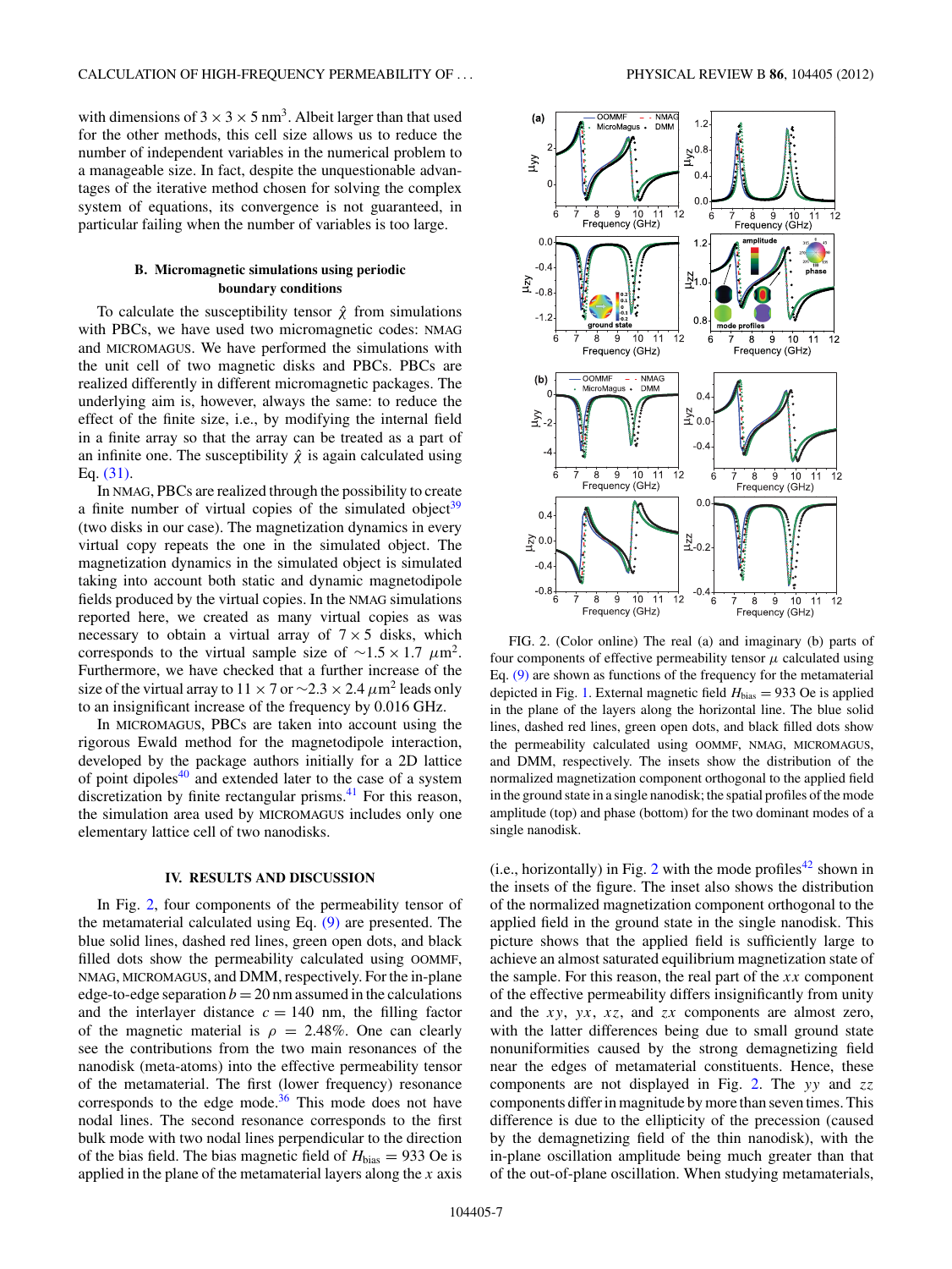with dimensions of $3 \times 3 \times 5$ nm$^3$. Albeit larger than that used for the other methods, this cell size allows us to reduce the number of independent variables in the numerical problem to a manageable size. In fact, despite the unquestionable advantages of the iterative method chosen for solving the complex system of equations, its convergence is not guaranteed, in particular failing when the number of variables is too large.

### B. Micromagnetic simulations using periodic boundary conditions

To calculate the susceptibility tensor $\hat{\chi}$ from simulations with PBCs, we have used two micromagnetic codes: NMAG and MICROMAGUS. We have performed the simulations with the unit cell of two magnetic disks and PBCs. PBCs are realized differently in different micromagnetic packages. The underlying aim is, however, always the same: to reduce the effect of the finite size, i.e., by modifying the internal field in a finite array so that the array can be treated as a part of an infinite one. The susceptibility $\hat{\chi}$ is again calculated using Eq. (31).

In NMAG, PBCs are realized through the possibility to create a finite number of virtual copies of the simulated object[39] (two disks in our case). The magnetization dynamics in every virtual copy repeats the one in the simulated object. The magnetization dynamics in the simulated object is simulated taking into account both static and dynamic magnetodipole fields produced by the virtual copies. In the NMAG simulations reported here, we created as many virtual copies as was necessary to obtain a virtual array of $7 \times 5$ disks, which corresponds to the virtual sample size of $\sim 1.5 \times 1.7$ $\mu$m$^2$. Furthermore, we have checked that a further increase of the size of the virtual array to $11 \times 7$ or $\sim 2.3 \times 2.4$ $\mu$m$^2$ leads only to an insignificant increase of the frequency by 0.016 GHz.

In MICROMAGUS, PBCs are taken into account using the rigorous Ewald method for the magnetodipole interaction, developed by the package authors initially for a 2D lattice of point dipoles[40] and extended later to the case of a system discretization by finite rectangular prisms.[41] For this reason, the simulation area used by MICROMAGUS includes only one elementary lattice cell of two nanodisks.

## IV. RESULTS AND DISCUSSION

In Fig. 2, four components of the permeability tensor of the metamaterial calculated using Eq. (9) are presented. The blue solid lines, dashed red lines, green open dots, and black filled dots show the permeability calculated using OOMMF, NMAG, MICROMAGUS, and DMM, respectively. For the in-plane edge-to-edge separation $b = 20$ nm assumed in the calculations and the interlayer distance $c = 140$ nm, the filling factor of the magnetic material is $\rho = 2.48\%$. One can clearly see the contributions from the two main resonances of the nanodisk (meta-atoms) into the effective permeability tensor of the metamaterial. The first (lower frequency) resonance corresponds to the edge mode.[36] This mode does not have nodal lines. The second resonance corresponds to the first bulk mode with two nodal lines perpendicular to the direction of the bias field. The bias magnetic field of $H_{\text{bias}} = 933$ Oe is applied in the plane of the metamaterial layers along the $x$ axis (i.e., horizontally) in Fig. 2 with the mode profiles[42] shown in the insets of the figure. The inset also shows the distribution of the normalized magnetization component orthogonal to the applied field in the ground state in the single nanodisk. This picture shows that the applied field is sufficiently large to achieve an almost saturated equilibrium magnetization state of the sample. For this reason, the real part of the $xx$ component of the effective permeability differs insignificantly from unity and the $xy$, $yx$, $xz$, and $zx$ components are almost zero, with the latter differences being due to small ground state nonuniformities caused by the strong demagnetizing field near the edges of metamaterial constituents. Hence, these components are not displayed in Fig. 2. The $yy$ and $zz$ components differ in magnitude by more than seven times. This difference is due to the ellipticity of the precession (caused by the demagnetizing field of the thin nanodisk), with the in-plane oscillation amplitude being much greater than that of the out-of-plane oscillation. When studying metamaterials,

FIG. 2. (Color online) The real (a) and imaginary (b) parts of four components of effective permeability tensor $\mu$ calculated using Eq. (9) are shown as functions of the frequency for the metamaterial depicted in Fig. 1. External magnetic field $H_{\text{bias}} = 933$ Oe is applied in the plane of the layers along the horizontal line. The blue solid lines, dashed red lines, green open dots, and black filled dots show the permeability calculated using OOMMF, NMAG, MICROMAGUS, and DMM, respectively. The insets show the distribution of the normalized magnetization component orthogonal to the applied field in the ground state in a single nanodisk; the spatial profiles of the mode amplitude (top) and phase (bottom) for the two dominant modes of a single nanodisk.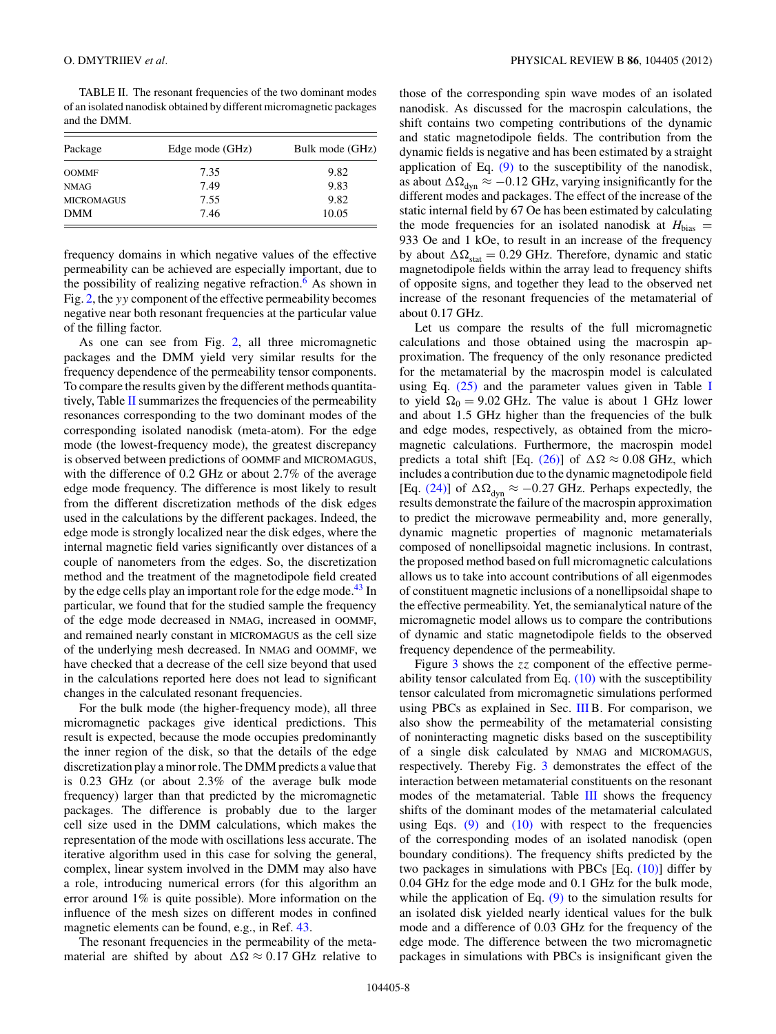TABLE II. The resonant frequencies of the two dominant modes of an isolated nanodisk obtained by different micromagnetic packages and the DMM.

| Package | Edge mode (GHz) | Bulk mode (GHz) |
|---|---|---|
| OOMMF | 7.35 | 9.82 |
| NMAG | 7.49 | 9.83 |
| MICROMAGUS | 7.55 | 9.82 |
| DMM | 7.46 | 10.05 |

frequency domains in which negative values of the effective permeability can be achieved are especially important, due to the possibility of realizing negative refraction.[6] As shown in Fig. 2, the $yy$ component of the effective permeability becomes negative near both resonant frequencies at the particular value of the filling factor.

As one can see from Fig. 2, all three micromagnetic packages and the DMM yield very similar results for the frequency dependence of the permeability tensor components. To compare the results given by the different methods quantitatively, Table II summarizes the frequencies of the permeability resonances corresponding to the two dominant modes of the corresponding isolated nanodisk (meta-atom). For the edge mode (the lowest-frequency mode), the greatest discrepancy is observed between predictions of OOMMF and MICROMAGUS, with the difference of 0.2 GHz or about 2.7% of the average edge mode frequency. The difference is most likely to result from the different discretization methods of the disk edges used in the calculations by the different packages. Indeed, the edge mode is strongly localized near the disk edges, where the internal magnetic field varies significantly over distances of a couple of nanometers from the edges. So, the discretization method and the treatment of the magnetodipole field created by the edge cells play an important role for the edge mode.[43] In particular, we found that for the studied sample the frequency of the edge mode decreased in NMAG, increased in OOMMF, and remained nearly constant in MICROMAGUS as the cell size of the underlying mesh decreased. In NMAG and OOMMF, we have checked that a decrease of the cell size beyond that used in the calculations reported here does not lead to significant changes in the calculated resonant frequencies.

For the bulk mode (the higher-frequency mode), all three micromagnetic packages give identical predictions. This result is expected, because the mode occupies predominantly the inner region of the disk, so that the details of the edge discretization play a minor role. The DMM predicts a value that is 0.23 GHz (or about 2.3% of the average bulk mode frequency) larger than that predicted by the micromagnetic packages. The difference is probably due to the larger cell size used in the DMM calculations, which makes the representation of the mode with oscillations less accurate. The iterative algorithm used in this case for solving the general, complex, linear system involved in the DMM may also have a role, introducing numerical errors (for this algorithm an error around 1% is quite possible). More information on the influence of the mesh sizes on different modes in confined magnetic elements can be found, e.g., in Ref. 43.

The resonant frequencies in the permeability of the metamaterial are shifted by about $\Delta\Omega \approx 0.17$ GHz relative to those of the corresponding spin wave modes of an isolated nanodisk. As discussed for the macrospin calculations, the shift contains two competing contributions of the dynamic and static magnetodipole fields. The contribution from the dynamic fields is negative and has been estimated by a straight application of Eq. (9) to the susceptibility of the nanodisk, as about $\Delta\Omega_{\text{dyn}} \approx -0.12$ GHz, varying insignificantly for the different modes and packages. The effect of the increase of the static internal field by 67 Oe has been estimated by calculating the mode frequencies for an isolated nanodisk at $H_{\text{bias}} =$ 933 Oe and 1 kOe, to result in an increase of the frequency by about $\Delta\Omega_{\text{stat}} = 0.29$ GHz. Therefore, dynamic and static magnetodipole fields within the array lead to frequency shifts of opposite signs, and together they lead to the observed net increase of the resonant frequencies of the metamaterial of about 0.17 GHz.

Let us compare the results of the full micromagnetic calculations and those obtained using the macrospin approximation. The frequency of the only resonance predicted for the metamaterial by the macrospin model is calculated using Eq. (25) and the parameter values given in Table I to yield $\Omega_0 = 9.02$ GHz. The value is about 1 GHz lower and about 1.5 GHz higher than the frequencies of the bulk and edge modes, respectively, as obtained from the micromagnetic calculations. Furthermore, the macrospin model predicts a total shift [Eq. (26)] of $\Delta\Omega \approx 0.08$ GHz, which includes a contribution due to the dynamic magnetodipole field [Eq. (24)] of $\Delta\Omega_{\text{dyn}} \approx -0.27$ GHz. Perhaps expectedly, the results demonstrate the failure of the macrospin approximation to predict the microwave permeability and, more generally, dynamic magnetic properties of magnonic metamaterials composed of nonellipsoidal magnetic inclusions. In contrast, the proposed method based on full micromagnetic calculations allows us to take into account contributions of all eigenmodes of constituent magnetic inclusions of a nonellipsoidal shape to the effective permeability. Yet, the semianalytical nature of the micromagnetic model allows us to compare the contributions of dynamic and static magnetodipole fields to the observed frequency dependence of the permeability.

Figure 3 shows the $zz$ component of the effective permeability tensor calculated from Eq. (10) with the susceptibility tensor calculated from micromagnetic simulations performed using PBCs as explained in Sec. III B. For comparison, we also show the permeability of the metamaterial consisting of noninteracting magnetic disks based on the susceptibility of a single disk calculated by NMAG and MICROMAGUS, respectively. Thereby Fig. 3 demonstrates the effect of the interaction between metamaterial constituents on the resonant modes of the metamaterial. Table III shows the frequency shifts of the dominant modes of the metamaterial calculated using Eqs. (9) and (10) with respect to the frequencies of the corresponding modes of an isolated nanodisk (open boundary conditions). The frequency shifts predicted by the two packages in simulations with PBCs [Eq. (10)] differ by 0.04 GHz for the edge mode and 0.1 GHz for the bulk mode, while the application of Eq. (9) to the simulation results for an isolated disk yielded nearly identical values for the bulk mode and a difference of 0.03 GHz for the frequency of the edge mode. The difference between the two micromagnetic packages in simulations with PBCs is insignificant given the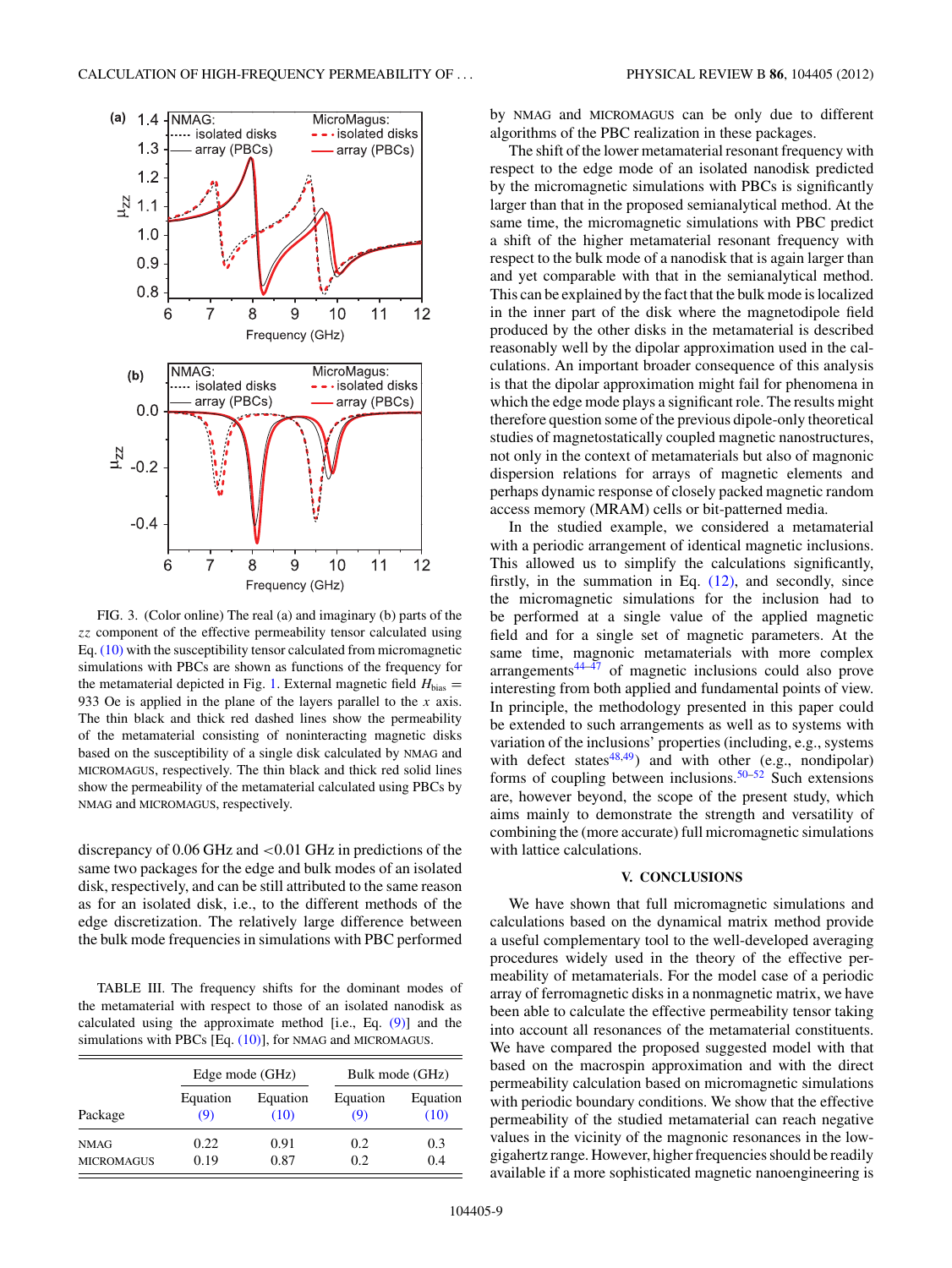FIG. 3. (Color online) The real (a) and imaginary (b) parts of the $zz$ component of the effective permeability tensor calculated using Eq. (10) with the susceptibility tensor calculated from micromagnetic simulations with PBCs are shown as functions of the frequency for the metamaterial depicted in Fig. 1. External magnetic field $H_{\text{bias}} = 933$ Oe is applied in the plane of the layers parallel to the $x$ axis. The thin black and thick red dashed lines show the permeability of the metamaterial consisting of noninteracting magnetic disks based on the susceptibility of a single disk calculated by NMAG and MICROMAGUS, respectively. The thin black and thick red solid lines show the permeability of the metamaterial calculated using PBCs by NMAG and MICROMAGUS, respectively.

discrepancy of 0.06 GHz and <0.01 GHz in predictions of the same two packages for the edge and bulk modes of an isolated disk, respectively, and can be still attributed to the same reason as for an isolated disk, i.e., to the different methods of the edge discretization. The relatively large difference between the bulk mode frequencies in simulations with PBC performed

TABLE III. The frequency shifts for the dominant modes of the metamaterial with respect to those of an isolated nanodisk as calculated using the approximate method [i.e., Eq. (9)] and the simulations with PBCs [Eq. (10)], for NMAG and MICROMAGUS.

| | Edge mode (GHz) | | Bulk mode (GHz) | |
|---|---|---|---|---|
| Package | Equation (9) | Equation (10) | Equation (9) | Equation (10) |
| NMAG | 0.22 | 0.91 | 0.2 | 0.3 |
| MICROMAGUS | 0.19 | 0.87 | 0.2 | 0.4 |

by NMAG and MICROMAGUS can be only due to different algorithms of the PBC realization in these packages.

The shift of the lower metamaterial resonant frequency with respect to the edge mode of an isolated nanodisk predicted by the micromagnetic simulations with PBCs is significantly larger than that in the proposed semianalytical method. At the same time, the micromagnetic simulations with PBC predict a shift of the higher metamaterial resonant frequency with respect to the bulk mode of a nanodisk that is again larger than and yet comparable with that in the semianalytical method. This can be explained by the fact that the bulk mode is localized in the inner part of the disk where the magnetodipole field produced by the other disks in the metamaterial is described reasonably well by the dipolar approximation used in the calculations. An important broader consequence of this analysis is that the dipolar approximation might fail for phenomena in which the edge mode plays a significant role. The results might therefore question some of the previous dipole-only theoretical studies of magnetostatically coupled magnetic nanostructures, not only in the context of metamaterials but also of magnonic dispersion relations for arrays of magnetic elements and perhaps dynamic response of closely packed magnetic random access memory (MRAM) cells or bit-patterned media.

In the studied example, we considered a metamaterial with a periodic arrangement of identical magnetic inclusions. This allowed us to simplify the calculations significantly, firstly, in the summation in Eq. (12), and secondly, since the micromagnetic simulations for the inclusion had to be performed at a single value of the applied magnetic field and for a single set of magnetic parameters. At the same time, magnonic metamaterials with more complex arrangements[44–47] of magnetic inclusions could also prove interesting from both applied and fundamental points of view. In principle, the methodology presented in this paper could be extended to such arrangements as well as to systems with variation of the inclusions' properties (including, e.g., systems with defect states[48,49]) and with other (e.g., nondipolar) forms of coupling between inclusions.[50–52] Such extensions are, however beyond, the scope of the present study, which aims mainly to demonstrate the strength and versatility of combining the (more accurate) full micromagnetic simulations with lattice calculations.

## V. CONCLUSIONS

We have shown that full micromagnetic simulations and calculations based on the dynamical matrix method provide a useful complementary tool to the well-developed averaging procedures widely used in the theory of the effective permeability of metamaterials. For the model case of a periodic array of ferromagnetic disks in a nonmagnetic matrix, we have been able to calculate the effective permeability tensor taking into account all resonances of the metamaterial constituents. We have compared the proposed suggested model with that based on the macrospin approximation and with the direct permeability calculation based on micromagnetic simulations with periodic boundary conditions. We show that the effective permeability of the studied metamaterial can reach negative values in the vicinity of the magnonic resonances in the low-gigahertz range. However, higher frequencies should be readily available if a more sophisticated magnetic nanoengineering is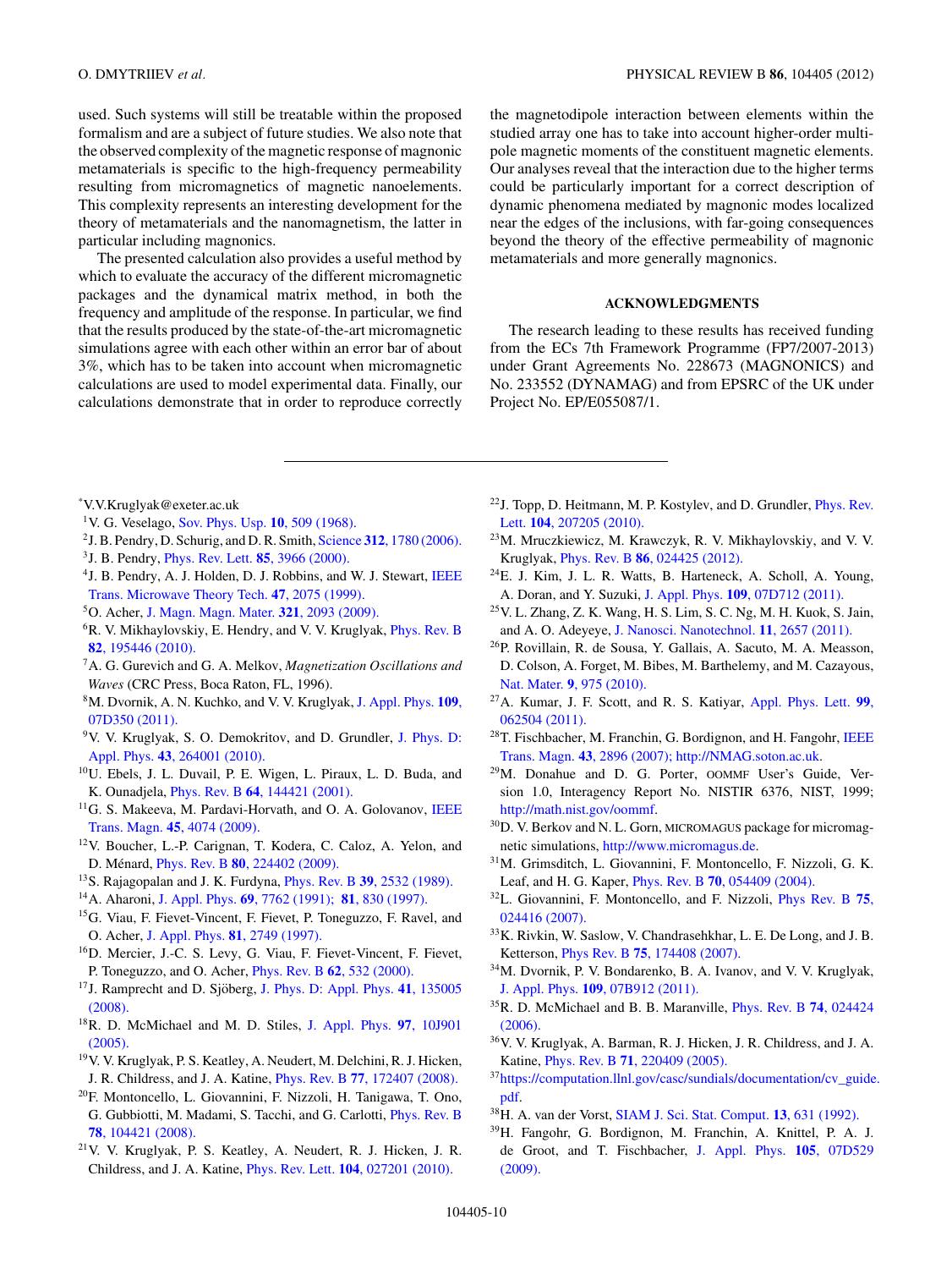used. Such systems will still be treatable within the proposed formalism and are a subject of future studies. We also note that the observed complexity of the magnetic response of magnonic metamaterials is specific to the high-frequency permeability resulting from micromagnetics of magnetic nanoelements. This complexity represents an interesting development for the theory of metamaterials and the nanomagnetism, the latter in particular including magnonics.

The presented calculation also provides a useful method by which to evaluate the accuracy of the different micromagnetic packages and the dynamical matrix method, in both the frequency and amplitude of the response. In particular, we find that the results produced by the state-of-the-art micromagnetic simulations agree with each other within an error bar of about 3%, which has to be taken into account when micromagnetic calculations are used to model experimental data. Finally, our calculations demonstrate that in order to reproduce correctly the magnetodipole interaction between elements within the studied array one has to take into account higher-order multipole magnetic moments of the constituent magnetic elements. Our analyses reveal that the interaction due to the higher terms could be particularly important for a correct description of dynamic phenomena mediated by magnonic modes localized near the edges of the inclusions, with far-going consequences beyond the theory of the effective permeability of magnonic metamaterials and more generally magnonics.

## ACKNOWLEDGMENTS

The research leading to these results has received funding from the ECs 7th Framework Programme (FP7/2007-2013) under Grant Agreements No. 228673 (MAGNONICS) and No. 233552 (DYNAMAG) and from EPSRC of the UK under Project No. EP/E055087/1.

---

*V.V.Kruglyak@exeter.ac.uk

[1] V. G. Veselago, Sov. Phys. Usp. **10**, 509 (1968).

[2] J. B. Pendry, D. Schurig, and D. R. Smith, Science **312**, 1780 (2006).

[3] J. B. Pendry, Phys. Rev. Lett. **85**, 3966 (2000).

[4] J. B. Pendry, A. J. Holden, D. J. Robbins, and W. J. Stewart, IEEE Trans. Microwave Theory Tech. **47**, 2075 (1999).

[5] O. Acher, J. Magn. Magn. Mater. **321**, 2093 (2009).

[6] R. V. Mikhaylovskiy, E. Hendry, and V. V. Kruglyak, Phys. Rev. B **82**, 195446 (2010).

[7] A. G. Gurevich and G. A. Melkov, *Magnetization Oscillations and Waves* (CRC Press, Boca Raton, FL, 1996).

[8] M. Dvornik, A. N. Kuchko, and V. V. Kruglyak, J. Appl. Phys. **109**, 07D350 (2011).

[9] V. V. Kruglyak, S. O. Demokritov, and D. Grundler, J. Phys. D: Appl. Phys. **43**, 264001 (2010).

[10] U. Ebels, J. L. Duvail, P. E. Wigen, L. Piraux, L. D. Buda, and K. Ounadjela, Phys. Rev. B **64**, 144421 (2001).

[11] G. S. Makeeva, M. Pardavi-Horvath, and O. A. Golovanov, IEEE Trans. Magn. **45**, 4074 (2009).

[12] V. Boucher, L.-P. Carignan, T. Kodera, C. Caloz, A. Yelon, and D. Ménard, Phys. Rev. B **80**, 224402 (2009).

[13] S. Rajagopalan and J. K. Furdyna, Phys. Rev. B **39**, 2532 (1989).

[14] A. Aharoni, J. Appl. Phys. **69**, 7762 (1991); **81**, 830 (1997).

[15] G. Viau, F. Fievet-Vincent, F. Fievet, P. Toneguzzo, F. Ravel, and O. Acher, J. Appl. Phys. **81**, 2749 (1997).

[16] D. Mercier, J.-C. S. Levy, G. Viau, F. Fievet-Vincent, F. Fievet, P. Toneguzzo, and O. Acher, Phys. Rev. B **62**, 532 (2000).

[17] J. Ramprecht and D. Sjöberg, J. Phys. D: Appl. Phys. **41**, 135005 (2008).

[18] R. D. McMichael and M. D. Stiles, J. Appl. Phys. **97**, 10J901 (2005).

[19] V. V. Kruglyak, P. S. Keatley, A. Neudert, M. Delchini, R. J. Hicken, J. R. Childress, and J. A. Katine, Phys. Rev. B **77**, 172407 (2008).

[20] F. Montoncello, L. Giovannini, F. Nizzoli, H. Tanigawa, T. Ono, G. Gubbiotti, M. Madami, S. Tacchi, and G. Carlotti, Phys. Rev. B **78**, 104421 (2008).

[21] V. V. Kruglyak, P. S. Keatley, A. Neudert, R. J. Hicken, J. R. Childress, and J. A. Katine, Phys. Rev. Lett. **104**, 027201 (2010).

[22] J. Topp, D. Heitmann, M. P. Kostylev, and D. Grundler, Phys. Rev. Lett. **104**, 207205 (2010).

[23] M. Mruczkiewicz, M. Krawczyk, R. V. Mikhaylovskiy, and V. V. Kruglyak, Phys. Rev. B **86**, 024425 (2012).

[24] E. J. Kim, J. L. R. Watts, B. Harteneck, A. Scholl, A. Young, A. Doran, and Y. Suzuki, J. Appl. Phys. **109**, 07D712 (2011).

[25] V. L. Zhang, Z. K. Wang, H. S. Lim, S. C. Ng, M. H. Kuok, S. Jain, and A. O. Adeyeye, J. Nanosci. Nanotechnol. **11**, 2657 (2011).

[26] P. Rovillain, R. de Sousa, Y. Gallais, A. Sacuto, M. A. Measson, D. Colson, A. Forget, M. Bibes, M. Barthelemy, and M. Cazayous, Nat. Mater. **9**, 975 (2010).

[27] A. Kumar, J. F. Scott, and R. S. Katiyar, Appl. Phys. Lett. **99**, 062504 (2011).

[28] T. Fischbacher, M. Franchin, G. Bordignon, and H. Fangohr, IEEE Trans. Magn. **43**, 2896 (2007); http://NMAG.soton.ac.uk.

[29] M. Donahue and D. G. Porter, OOMMF User's Guide, Version 1.0, Interagency Report No. NISTIR 6376, NIST, 1999; http://math.nist.gov/oommf.

[30] D. V. Berkov and N. L. Gorn, MICROMAGUS package for micromagnetic simulations, http://www.micromagus.de.

[31] M. Grimsditch, L. Giovannini, F. Montoncello, F. Nizzoli, G. K. Leaf, and H. G. Kaper, Phys. Rev. B **70**, 054409 (2004).

[32] L. Giovannini, F. Montoncello, and F. Nizzoli, Phys Rev. B **75**, 024416 (2007).

[33] K. Rivkin, W. Saslow, V. Chandrasehkhar, L. E. De Long, and J. B. Ketterson, Phys Rev. B **75**, 174408 (2007).

[34] M. Dvornik, P. V. Bondarenko, B. A. Ivanov, and V. V. Kruglyak, J. Appl. Phys. **109**, 07B912 (2011).

[35] R. D. McMichael and B. B. Maranville, Phys. Rev. B **74**, 024424 (2006).

[36] V. V. Kruglyak, A. Barman, R. J. Hicken, J. R. Childress, and J. A. Katine, Phys. Rev. B **71**, 220409 (2005).

[37] https://computation.llnl.gov/casc/sundials/documentation/cv_guide.pdf.

[38] H. A. van der Vorst, SIAM J. Sci. Stat. Comput. **13**, 631 (1992).

[39] H. Fangohr, G. Bordignon, M. Franchin, A. Knittel, P. A. J. de Groot, and T. Fischbacher, J. Appl. Phys. **105**, 07D529 (2009).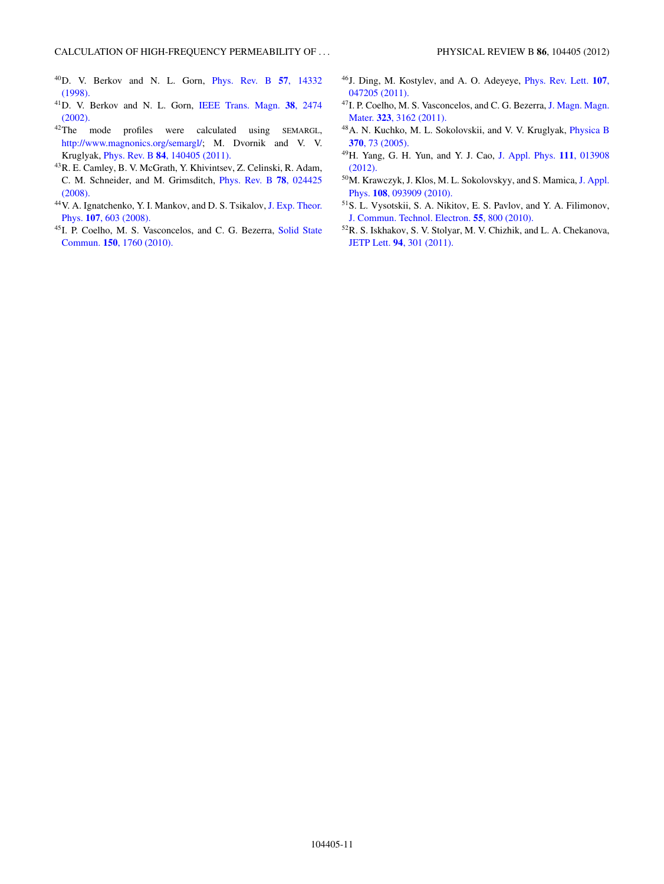[40] D. V. Berkov and N. L. Gorn, Phys. Rev. B **57**, 14332 (1998).

[41] D. V. Berkov and N. L. Gorn, IEEE Trans. Magn. **38**, 2474 (2002).

[42] The mode profiles were calculated using SEMARGL, http://www.magnonics.org/semargl/; M. Dvornik and V. V. Kruglyak, Phys. Rev. B **84**, 140405 (2011).

[43] R. E. Camley, B. V. McGrath, Y. Khivintsev, Z. Celinski, R. Adam, C. M. Schneider, and M. Grimsditch, Phys. Rev. B **78**, 024425 (2008).

[44] V. A. Ignatchenko, Y. I. Mankov, and D. S. Tsikalov, J. Exp. Theor. Phys. **107**, 603 (2008).

[45] I. P. Coelho, M. S. Vasconcelos, and C. G. Bezerra, Solid State Commun. **150**, 1760 (2010).

[46] J. Ding, M. Kostylev, and A. O. Adeyeye, Phys. Rev. Lett. **107**, 047205 (2011).

[47] I. P. Coelho, M. S. Vasconcelos, and C. G. Bezerra, J. Magn. Magn. Mater. **323**, 3162 (2011).

[48] A. N. Kuchko, M. L. Sokolovskii, and V. V. Kruglyak, Physica B **370**, 73 (2005).

[49] H. Yang, G. H. Yun, and Y. J. Cao, J. Appl. Phys. **111**, 013908 (2012).

[50] M. Krawczyk, J. Klos, M. L. Sokolovskyy, and S. Mamica, J. Appl. Phys. **108**, 093909 (2010).

[51] S. L. Vysotskii, S. A. Nikitov, E. S. Pavlov, and Y. A. Filimonov, J. Commun. Technol. Electron. **55**, 800 (2010).

[52] R. S. Iskhakov, S. V. Stolyar, M. V. Chizhik, and L. A. Chekanova, JETP Lett. **94**, 301 (2011).